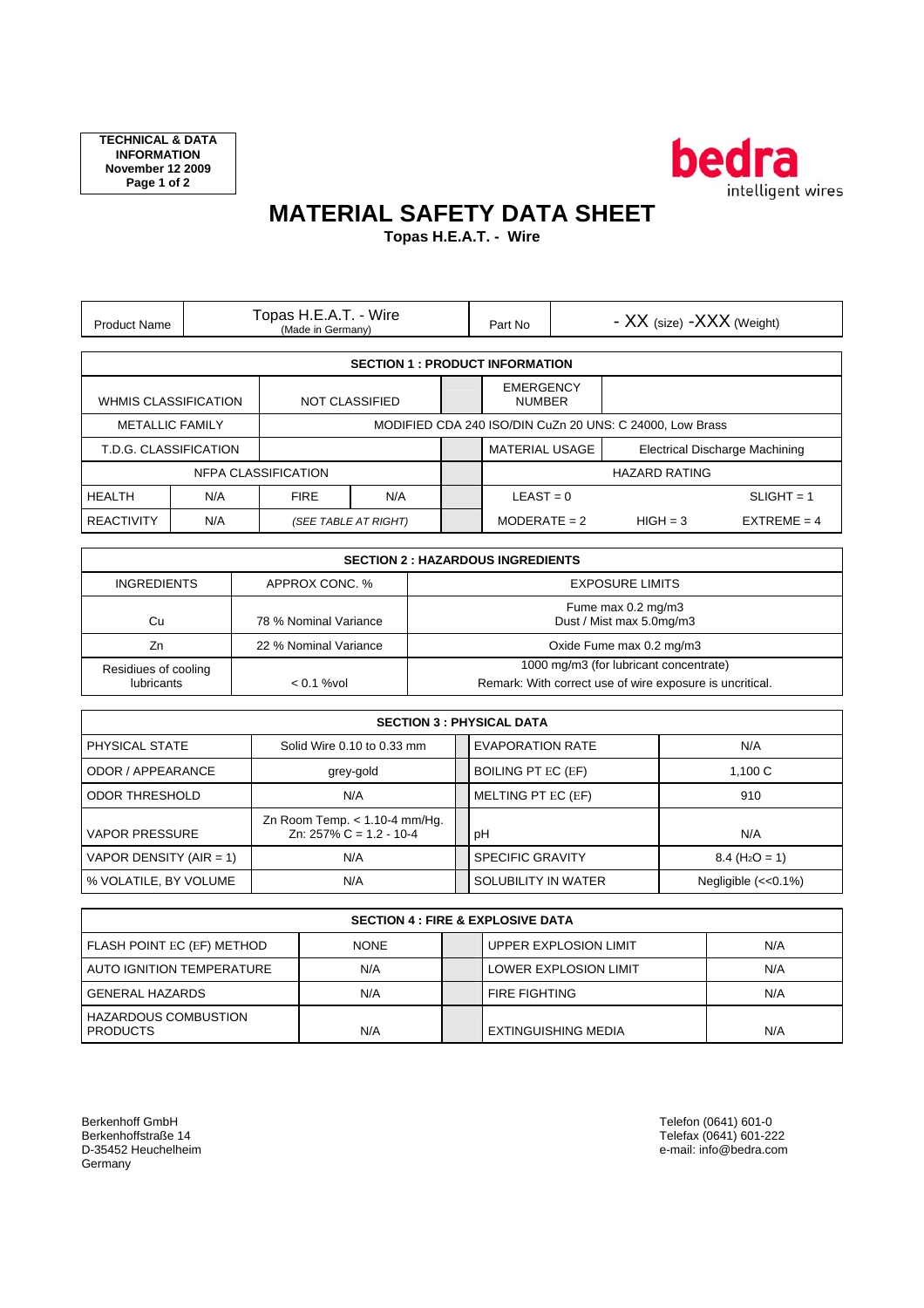**TECHNICAL & DATA INFORMATION**
**November 12 2009**

bedra
intelligent wires

# MATERIAL SAFETY DATA SHEET

**Topas H.E.A.T. - Wire**

| Product Name | Topas H.E.A.T. - Wire (Made in Germany) | Part No | - XX (size) -XXX (Weight) |
|---|---|---|---|

| SECTION 1 : PRODUCT INFORMATION | | | | | | | |
|---|---|---|---|---|---|---|---|
| WHMIS CLASSIFICATION | | NOT CLASSIFIED | | | EMERGENCY NUMBER | | |
| METALLIC FAMILY | | MODIFIED CDA 240 ISO/DIN CuZn 20 UNS: C 24000, Low Brass | | | | | |
| T.D.G. CLASSIFICATION | | | | | MATERIAL USAGE | Electrical Discharge Machining | |
| NFPA CLASSIFICATION | | | | | HAZARD RATING | | |
| HEALTH | N/A | FIRE | N/A | | LEAST = 0 | | SLIGHT = 1 |
| REACTIVITY | N/A | *(SEE TABLE AT RIGHT)* | | | MODERATE = 2 | HIGH = 3 | EXTREME = 4 |

| SECTION 2 : HAZARDOUS INGREDIENTS | | |
|---|---|---|
| INGREDIENTS | APPROX CONC. % | EXPOSURE LIMITS |
| Cu | 78 % Nominal Variance | Fume max 0.2 mg/m3<br>Dust / Mist max 5.0mg/m3 |
| Zn | 22 % Nominal Variance | Oxide Fume max 0.2 mg/m3 |
| Residiues of cooling lubricants | < 0.1 %vol | 1000 mg/m3 (for lubricant concentrate)<br>Remark: With correct use of wire exposure is uncritical. |

| SECTION 3 : PHYSICAL DATA | | | |
|---|---|---|---|
| PHYSICAL STATE | Solid Wire 0.10 to 0.33 mm | EVAPORATION RATE | N/A |
| ODOR / APPEARANCE | grey-gold | BOILING PT EC (EF) | 1,100 C |
| ODOR THRESHOLD | N/A | MELTING PT EC (EF) | 910 |
| VAPOR PRESSURE | Zn Room Temp. < 1.10-4 mm/Hg.<br>Zn: 257% C = 1.2 - 10-4 | pH | N/A |
| VAPOR DENSITY (AIR = 1) | N/A | SPECIFIC GRAVITY | 8.4 ($H_2O$ = 1) |
| % VOLATILE, BY VOLUME | N/A | SOLUBILITY IN WATER | Negligible (<<0.1%) |

| SECTION 4 : FIRE & EXPLOSIVE DATA | | | |
|---|---|---|---|
| FLASH POINT EC (EF) METHOD | NONE | UPPER EXPLOSION LIMIT | N/A |
| AUTO IGNITION TEMPERATURE | N/A | LOWER EXPLOSION LIMIT | N/A |
| GENERAL HAZARDS | N/A | FIRE FIGHTING | N/A |
| HAZARDOUS COMBUSTION PRODUCTS | N/A | EXTINGUISHING MEDIA | N/A |

Berkenhoff GmbH
Berkenhoffstraße 14
D-35452 Heuchelheim
Germany

Telefon (0641) 601-0
Telefax (0641) 601-222
e-mail: info@bedra.com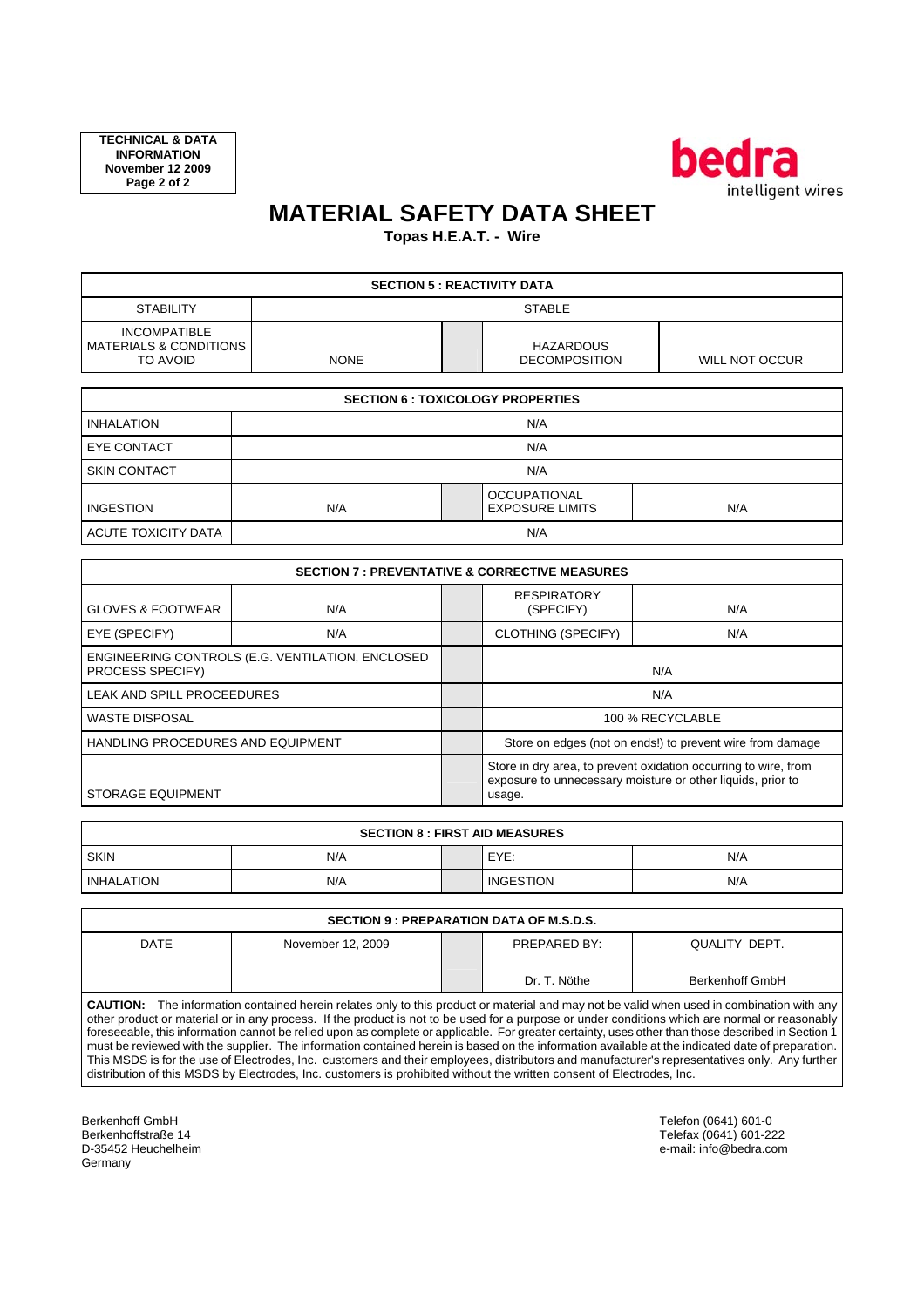# MATERIAL SAFETY DATA SHEET

**Topas H.E.A.T. - Wire**

| SECTION 5 : REACTIVITY DATA | | | | |
|---|---|---|---|---|
| STABILITY | STABLE | | | |
| INCOMPATIBLE MATERIALS & CONDITIONS TO AVOID | NONE | | HAZARDOUS DECOMPOSITION | WILL NOT OCCUR |

| SECTION 6 : TOXICOLOGY PROPERTIES | | | | |
|---|---|---|---|---|
| INHALATION | N/A | | | |
| EYE CONTACT | N/A | | | |
| SKIN CONTACT | N/A | | | |
| INGESTION | N/A | | OCCUPATIONAL EXPOSURE LIMITS | N/A |
| ACUTE TOXICITY DATA | N/A | | | |

| SECTION 7 : PREVENTATIVE & CORRECTIVE MEASURES | | | | |
|---|---|---|---|---|
| GLOVES & FOOTWEAR | N/A | | RESPIRATORY (SPECIFY) | N/A |
| EYE (SPECIFY) | N/A | | CLOTHING (SPECIFY) | N/A |
| ENGINEERING CONTROLS (E.G. VENTILATION, ENCLOSED PROCESS SPECIFY) | | | N/A | |
| LEAK AND SPILL PROCEEDURES | | | N/A | |
| WASTE DISPOSAL | | | 100 % RECYCLABLE | |
| HANDLING PROCEDURES AND EQUIPMENT | | | Store on edges (not on ends!) to prevent wire from damage | |
| STORAGE EQUIPMENT | | | Store in dry area, to prevent oxidation occurring to wire, from exposure to unnecessary moisture or other liquids, prior to usage. | |

| SECTION 8 : FIRST AID MEASURES | | | | |
|---|---|---|---|---|
| SKIN | N/A | | EYE: | N/A |
| INHALATION | N/A | | INGESTION | N/A |

| SECTION 9 : PREPARATION DATA OF M.S.D.S. | | | | |
|---|---|---|---|---|
| DATE | November 12, 2009 | | PREPARED BY: | QUALITY DEPT. |
| | | | Dr. T. Nöthe | Berkenhoff GmbH |

**CAUTION:** The information contained herein relates only to this product or material and may not be valid when used in combination with any other product or material or in any process. If the product is not to be used for a purpose or under conditions which are normal or reasonably foreseeable, this information cannot be relied upon as complete or applicable. For greater certainty, uses other than those described in Section 1 must be reviewed with the supplier. The information contained herein is based on the information available at the indicated date of preparation. This MSDS is for the use of Electrodes, Inc. customers and their employees, distributors and manufacturer's representatives only. Any further distribution of this MSDS by Electrodes, Inc. customers is prohibited without the written consent of Electrodes, Inc.

Berkenhoff GmbH
Berkenhoffstraße 14
D-35452 Heuchelheim
Germany

Telefon (0641) 601-0
Telefax (0641) 601-222
e-mail: info@bedra.com